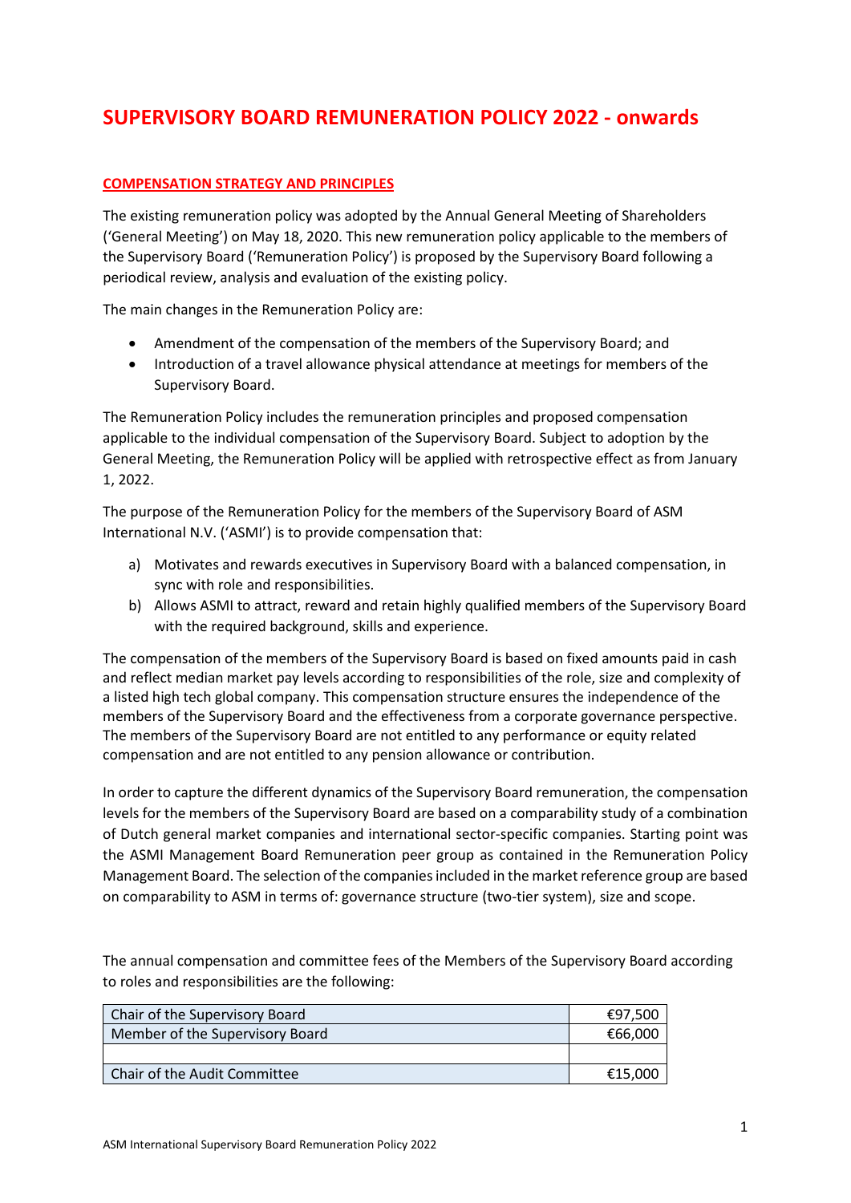# SUPERVISORY BOARD REMUNERATION POLICY 2022 - onwards

## COMPENSATION STRATEGY AND PRINCIPLES

The existing remuneration policy was adopted by the Annual General Meeting of Shareholders ('General Meeting') on May 18, 2020. This new remuneration policy applicable to the members of the Supervisory Board ('Remuneration Policy') is proposed by the Supervisory Board following a periodical review, analysis and evaluation of the existing policy.

The main changes in the Remuneration Policy are:

- Amendment of the compensation of the members of the Supervisory Board; and
- Introduction of a travel allowance physical attendance at meetings for members of the Supervisory Board.

The Remuneration Policy includes the remuneration principles and proposed compensation applicable to the individual compensation of the Supervisory Board. Subject to adoption by the General Meeting, the Remuneration Policy will be applied with retrospective effect as from January 1, 2022.

The purpose of the Remuneration Policy for the members of the Supervisory Board of ASM International N.V. ('ASMI') is to provide compensation that:

a) Motivates and rewards executives in Supervisory Board with a balanced compensation, in sync with role and responsibilities.
b) Allows ASMI to attract, reward and retain highly qualified members of the Supervisory Board with the required background, skills and experience.

The compensation of the members of the Supervisory Board is based on fixed amounts paid in cash and reflect median market pay levels according to responsibilities of the role, size and complexity of a listed high tech global company. This compensation structure ensures the independence of the members of the Supervisory Board and the effectiveness from a corporate governance perspective. The members of the Supervisory Board are not entitled to any performance or equity related compensation and are not entitled to any pension allowance or contribution.

In order to capture the different dynamics of the Supervisory Board remuneration, the compensation levels for the members of the Supervisory Board are based on a comparability study of a combination of Dutch general market companies and international sector-specific companies. Starting point was the ASMI Management Board Remuneration peer group as contained in the Remuneration Policy Management Board. The selection of the companies included in the market reference group are based on comparability to ASM in terms of: governance structure (two-tier system), size and scope.

The annual compensation and committee fees of the Members of the Supervisory Board according to roles and responsibilities are the following:

| | |
|---|---|
| Chair of the Supervisory Board | €97,500 |
| Member of the Supervisory Board | €66,000 |
| | |
| Chair of the Audit Committee | €15,000 |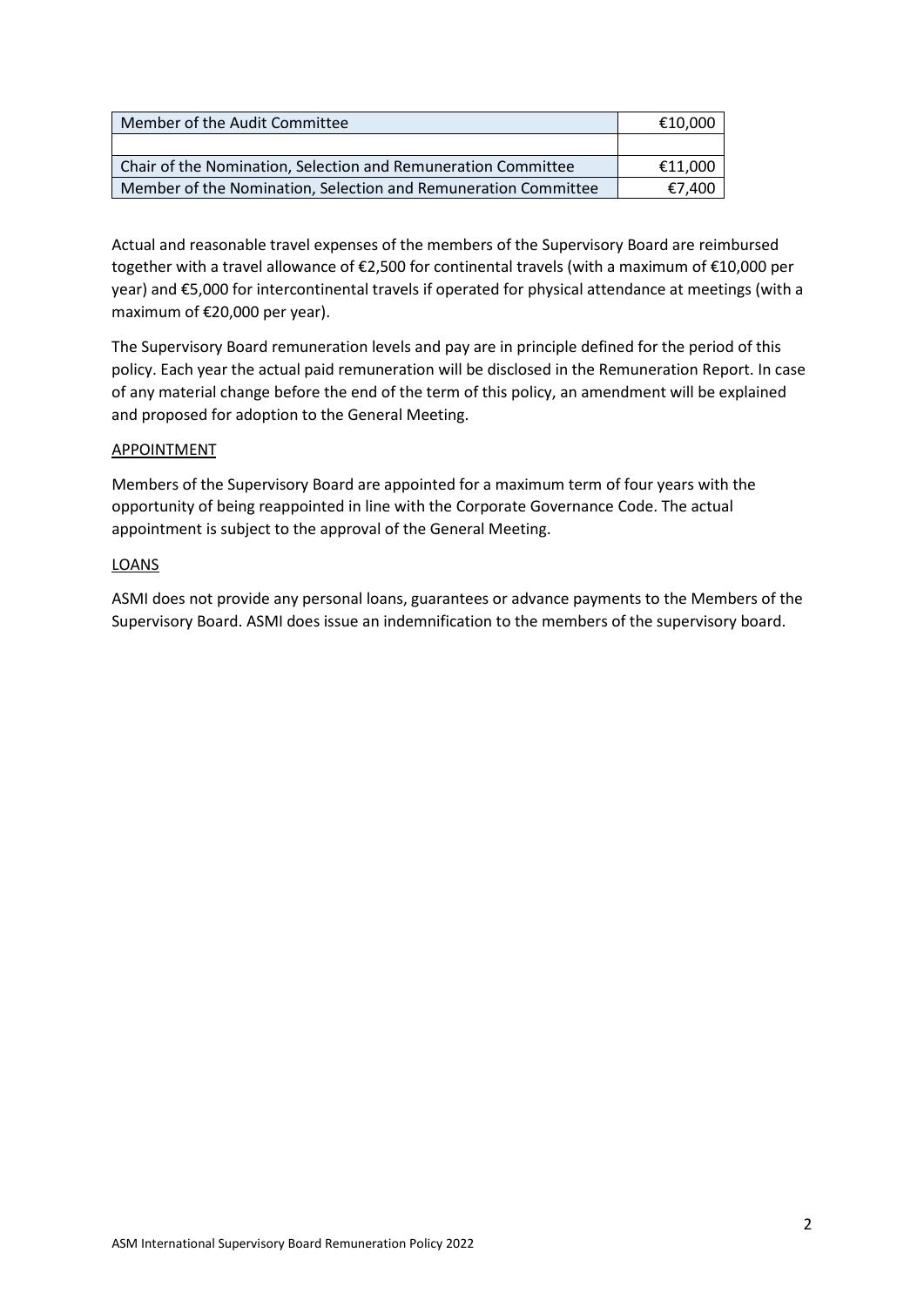| | |
|---|---|
| Member of the Audit Committee | €10,000 |
| | |
| Chair of the Nomination, Selection and Remuneration Committee | €11,000 |
| Member of the Nomination, Selection and Remuneration Committee | €7,400 |

Actual and reasonable travel expenses of the members of the Supervisory Board are reimbursed together with a travel allowance of €2,500 for continental travels (with a maximum of €10,000 per year) and €5,000 for intercontinental travels if operated for physical attendance at meetings (with a maximum of €20,000 per year).

The Supervisory Board remuneration levels and pay are in principle defined for the period of this policy. Each year the actual paid remuneration will be disclosed in the Remuneration Report. In case of any material change before the end of the term of this policy, an amendment will be explained and proposed for adoption to the General Meeting.

## APPOINTMENT

Members of the Supervisory Board are appointed for a maximum term of four years with the opportunity of being reappointed in line with the Corporate Governance Code. The actual appointment is subject to the approval of the General Meeting.

## LOANS

ASMI does not provide any personal loans, guarantees or advance payments to the Members of the Supervisory Board. ASMI does issue an indemnification to the members of the supervisory board.